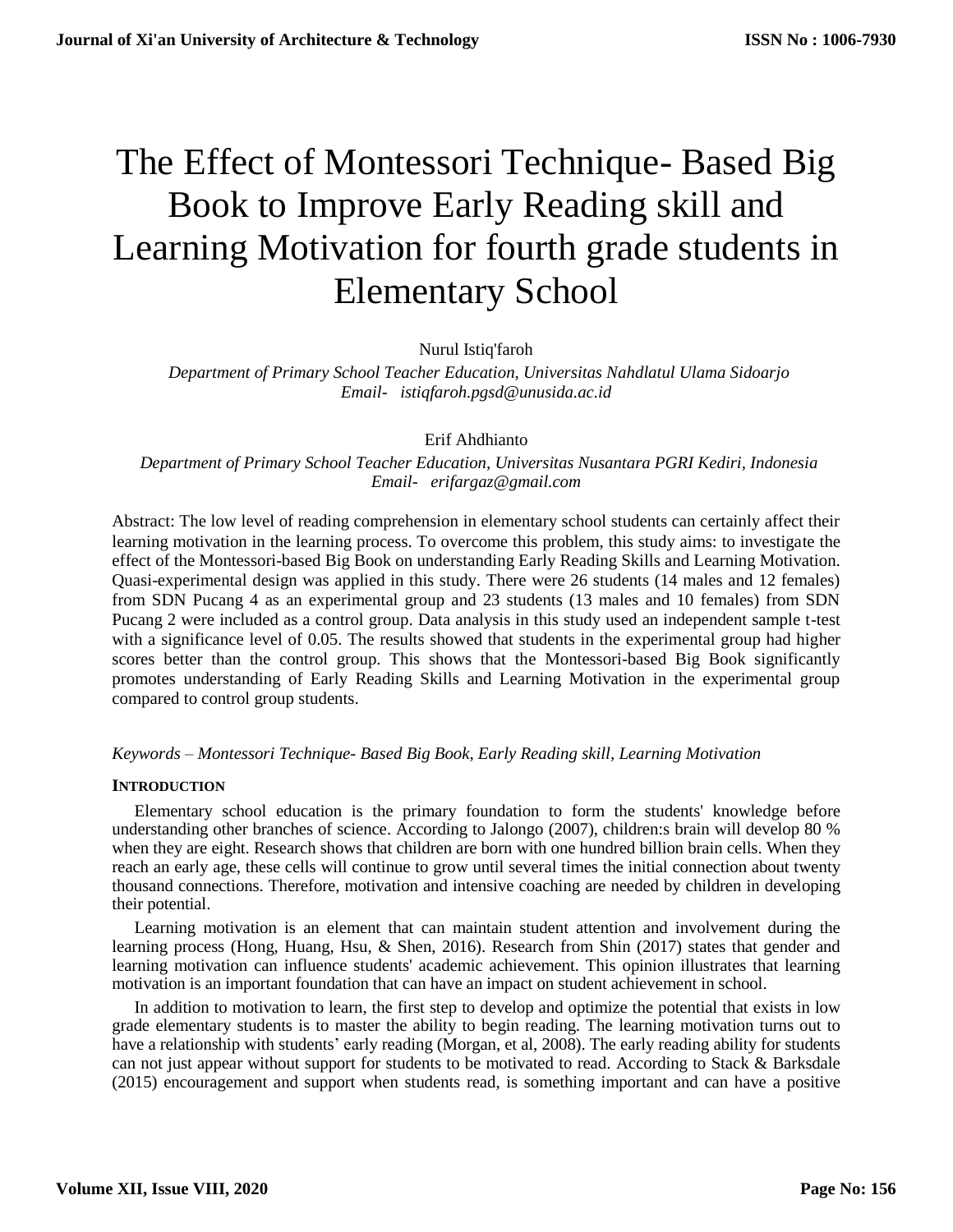# The Effect of Montessori Technique- Based Big Book to Improve Early Reading skill and Learning Motivation for fourth grade students in Elementary School

Nurul Istiq'faroh

*Department of Primary School Teacher Education, Universitas Nahdlatul Ulama Sidoarjo*
*Email- istiqfaroh.pgsd@unusida.ac.id*

Erif Ahdhianto

*Department of Primary School Teacher Education, Universitas Nusantara PGRI Kediri, Indonesia*
*Email- erifargaz@gmail.com*

Abstract: The low level of reading comprehension in elementary school students can certainly affect their learning motivation in the learning process. To overcome this problem, this study aims: to investigate the effect of the Montessori-based Big Book on understanding Early Reading Skills and Learning Motivation. Quasi-experimental design was applied in this study. There were 26 students (14 males and 12 females) from SDN Pucang 4 as an experimental group and 23 students (13 males and 10 females) from SDN Pucang 2 were included as a control group. Data analysis in this study used an independent sample t-test with a significance level of 0.05. The results showed that students in the experimental group had higher scores better than the control group. This shows that the Montessori-based Big Book significantly promotes understanding of Early Reading Skills and Learning Motivation in the experimental group compared to control group students.

*Keywords – Montessori Technique- Based Big Book, Early Reading skill, Learning Motivation*

## INTRODUCTION

Elementary school education is the primary foundation to form the students' knowledge before understanding other branches of science. According to Jalongo (2007), children:s brain will develop 80 % when they are eight. Research shows that children are born with one hundred billion brain cells. When they reach an early age, these cells will continue to grow until several times the initial connection about twenty thousand connections. Therefore, motivation and intensive coaching are needed by children in developing their potential.

Learning motivation is an element that can maintain student attention and involvement during the learning process (Hong, Huang, Hsu, & Shen, 2016). Research from Shin (2017) states that gender and learning motivation can influence students' academic achievement. This opinion illustrates that learning motivation is an important foundation that can have an impact on student achievement in school.

In addition to motivation to learn, the first step to develop and optimize the potential that exists in low grade elementary students is to master the ability to begin reading. The learning motivation turns out to have a relationship with students' early reading (Morgan, et al, 2008). The early reading ability for students can not just appear without support for students to be motivated to read. According to Stack & Barksdale (2015) encouragement and support when students read, is something important and can have a positive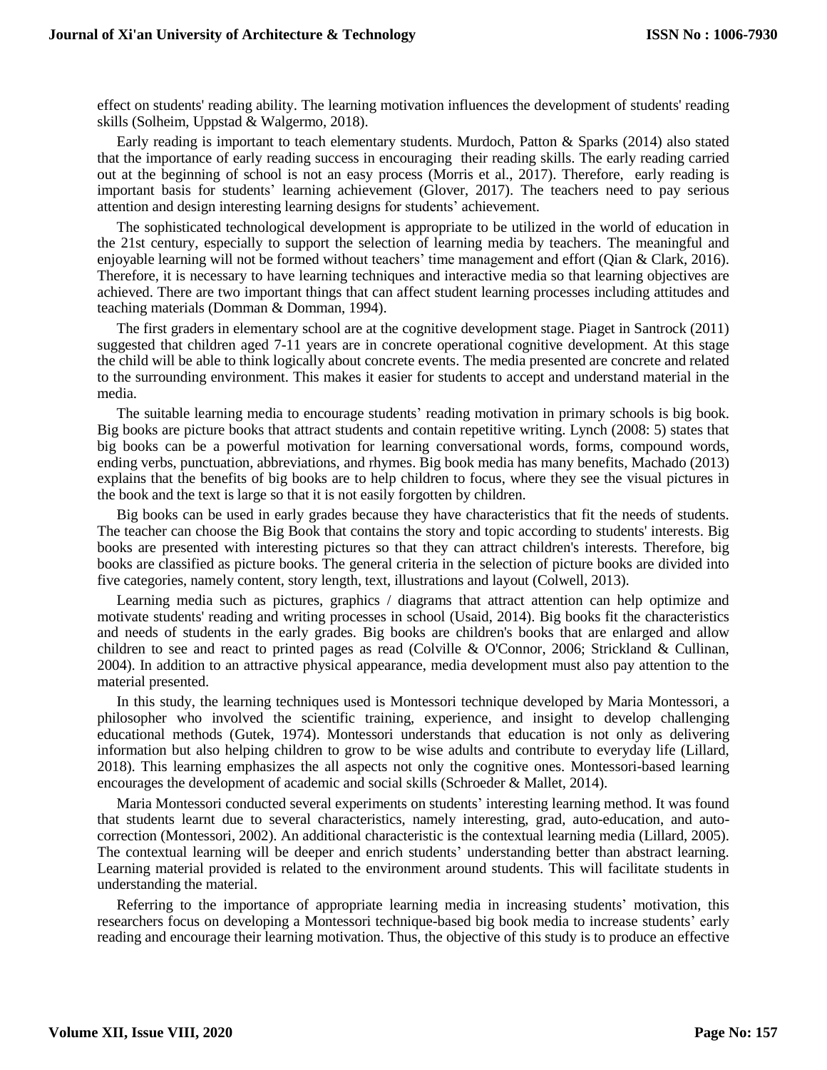effect on students' reading ability. The learning motivation influences the development of students' reading skills (Solheim, Uppstad & Walgermo, 2018).

Early reading is important to teach elementary students. Murdoch, Patton & Sparks (2014) also stated that the importance of early reading success in encouraging their reading skills. The early reading carried out at the beginning of school is not an easy process (Morris et al., 2017). Therefore, early reading is important basis for students' learning achievement (Glover, 2017). The teachers need to pay serious attention and design interesting learning designs for students' achievement.

The sophisticated technological development is appropriate to be utilized in the world of education in the 21st century, especially to support the selection of learning media by teachers. The meaningful and enjoyable learning will not be formed without teachers' time management and effort (Qian & Clark, 2016). Therefore, it is necessary to have learning techniques and interactive media so that learning objectives are achieved. There are two important things that can affect student learning processes including attitudes and teaching materials (Domman & Domman, 1994).

The first graders in elementary school are at the cognitive development stage. Piaget in Santrock (2011) suggested that children aged 7-11 years are in concrete operational cognitive development. At this stage the child will be able to think logically about concrete events. The media presented are concrete and related to the surrounding environment. This makes it easier for students to accept and understand material in the media.

The suitable learning media to encourage students' reading motivation in primary schools is big book. Big books are picture books that attract students and contain repetitive writing. Lynch (2008: 5) states that big books can be a powerful motivation for learning conversational words, forms, compound words, ending verbs, punctuation, abbreviations, and rhymes. Big book media has many benefits, Machado (2013) explains that the benefits of big books are to help children to focus, where they see the visual pictures in the book and the text is large so that it is not easily forgotten by children.

Big books can be used in early grades because they have characteristics that fit the needs of students. The teacher can choose the Big Book that contains the story and topic according to students' interests. Big books are presented with interesting pictures so that they can attract children's interests. Therefore, big books are classified as picture books. The general criteria in the selection of picture books are divided into five categories, namely content, story length, text, illustrations and layout (Colwell, 2013).

Learning media such as pictures, graphics / diagrams that attract attention can help optimize and motivate students' reading and writing processes in school (Usaid, 2014). Big books fit the characteristics and needs of students in the early grades. Big books are children's books that are enlarged and allow children to see and react to printed pages as read (Colville & O'Connor, 2006; Strickland & Cullinan, 2004). In addition to an attractive physical appearance, media development must also pay attention to the material presented.

In this study, the learning techniques used is Montessori technique developed by Maria Montessori, a philosopher who involved the scientific training, experience, and insight to develop challenging educational methods (Gutek, 1974). Montessori understands that education is not only as delivering information but also helping children to grow to be wise adults and contribute to everyday life (Lillard, 2018). This learning emphasizes the all aspects not only the cognitive ones. Montessori-based learning encourages the development of academic and social skills (Schroeder & Mallet, 2014).

Maria Montessori conducted several experiments on students' interesting learning method. It was found that students learnt due to several characteristics, namely interesting, grad, auto-education, and auto-correction (Montessori, 2002). An additional characteristic is the contextual learning media (Lillard, 2005). The contextual learning will be deeper and enrich students' understanding better than abstract learning. Learning material provided is related to the environment around students. This will facilitate students in understanding the material.

Referring to the importance of appropriate learning media in increasing students' motivation, this researchers focus on developing a Montessori technique-based big book media to increase students' early reading and encourage their learning motivation. Thus, the objective of this study is to produce an effective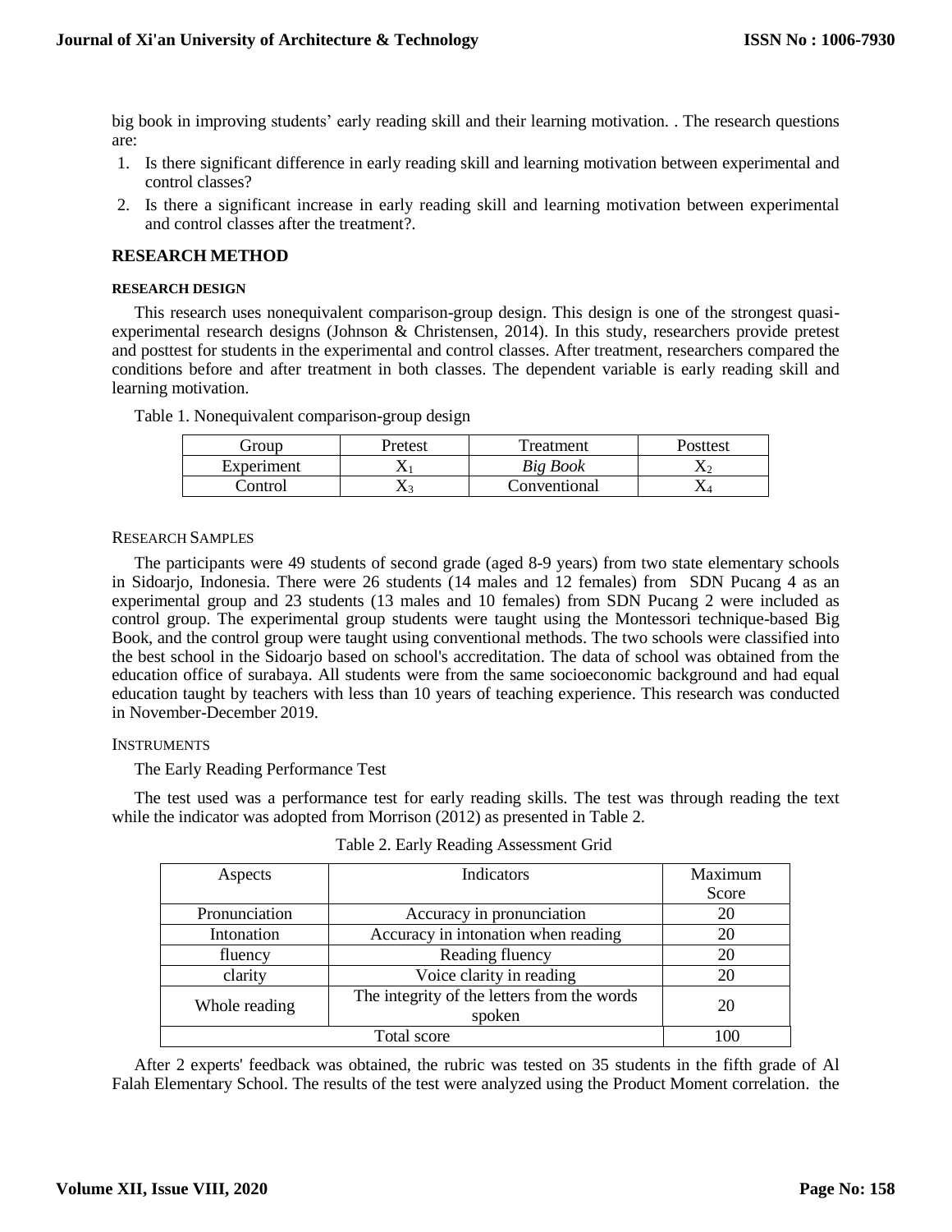big book in improving students' early reading skill and their learning motivation. . The research questions are:

1. Is there significant difference in early reading skill and learning motivation between experimental and control classes?
2. Is there a significant increase in early reading skill and learning motivation between experimental and control classes after the treatment?.

## RESEARCH METHOD

### RESEARCH DESIGN

This research uses nonequivalent comparison-group design. This design is one of the strongest quasi-experimental research designs (Johnson & Christensen, 2014). In this study, researchers provide pretest and posttest for students in the experimental and control classes. After treatment, researchers compared the conditions before and after treatment in both classes. The dependent variable is early reading skill and learning motivation.

Table 1. Nonequivalent comparison-group design

| Group | Pretest | Treatment | Posttest |
|---|---|---|---|
| Experiment | $X_1$ | *Big Book* | $X_2$ |
| Control | $X_3$ | Conventional | $X_4$ |

### RESEARCH SAMPLES

The participants were 49 students of second grade (aged 8-9 years) from two state elementary schools in Sidoarjo, Indonesia. There were 26 students (14 males and 12 females) from SDN Pucang 4 as an experimental group and 23 students (13 males and 10 females) from SDN Pucang 2 were included as control group. The experimental group students were taught using the Montessori technique-based Big Book, and the control group were taught using conventional methods. The two schools were classified into the best school in the Sidoarjo based on school's accreditation. The data of school was obtained from the education office of surabaya. All students were from the same socioeconomic background and had equal education taught by teachers with less than 10 years of teaching experience. This research was conducted in November-December 2019.

### INSTRUMENTS

The Early Reading Performance Test

The test used was a performance test for early reading skills. The test was through reading the text while the indicator was adopted from Morrison (2012) as presented in Table 2.

Table 2. Early Reading Assessment Grid

| Aspects | Indicators | Maximum Score |
|---|---|---|
| Pronunciation | Accuracy in pronunciation | 20 |
| Intonation | Accuracy in intonation when reading | 20 |
| fluency | Reading fluency | 20 |
| clarity | Voice clarity in reading | 20 |
| Whole reading | The integrity of the letters from the words spoken | 20 |
| Total score | | 100 |

After 2 experts' feedback was obtained, the rubric was tested on 35 students in the fifth grade of Al Falah Elementary School. The results of the test were analyzed using the Product Moment correlation. the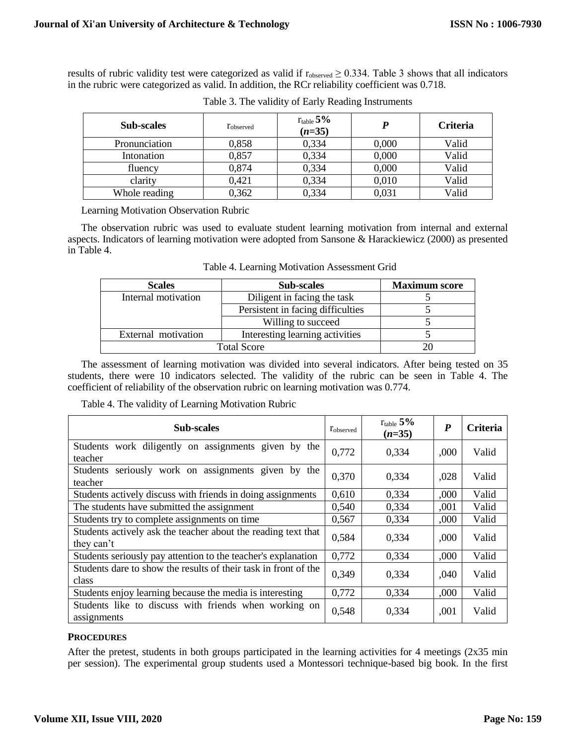results of rubric validity test were categorized as valid if $r_{observed} \geq 0.334$. Table 3 shows that all indicators in the rubric were categorized as valid. In addition, the RCr reliability coefficient was 0.718.

Table 3. The validity of Early Reading Instruments

| Sub-scales | $r_{observed}$ | $r_{table}$ 5% (*n*=35) | *P* | Criteria |
|---|---|---|---|---|
| Pronunciation | 0,858 | 0,334 | 0,000 | Valid |
| Intonation | 0,857 | 0,334 | 0,000 | Valid |
| fluency | 0,874 | 0,334 | 0,000 | Valid |
| clarity | 0,421 | 0,334 | 0,010 | Valid |
| Whole reading | 0,362 | 0,334 | 0,031 | Valid |

Learning Motivation Observation Rubric

The observation rubric was used to evaluate student learning motivation from internal and external aspects. Indicators of learning motivation were adopted from Sansone & Harackiewicz (2000) as presented in Table 4.

Table 4. Learning Motivation Assessment Grid

| Scales | Sub-scales | Maximum score |
|---|---|---|
| Internal motivation | Diligent in facing the task | 5 |
| | Persistent in facing difficulties | 5 |
| | Willing to succeed | 5 |
| External motivation | Interesting learning activities | 5 |
| Total Score | | 20 |

The assessment of learning motivation was divided into several indicators. After being tested on 35 students, there were 10 indicators selected. The validity of the rubric can be seen in Table 4. The coefficient of reliability of the observation rubric on learning motivation was 0.774.

Table 4. The validity of Learning Motivation Rubric

| Sub-scales | $r_{observed}$ | $r_{table}$ 5% (*n*=35) | *P* | Criteria |
|---|---|---|---|---|
| Students work diligently on assignments given by the teacher | 0,772 | 0,334 | ,000 | Valid |
| Students seriously work on assignments given by the teacher | 0,370 | 0,334 | ,028 | Valid |
| Students actively discuss with friends in doing assignments | 0,610 | 0,334 | ,000 | Valid |
| The students have submitted the assignment | 0,540 | 0,334 | ,001 | Valid |
| Students try to complete assignments on time | 0,567 | 0,334 | ,000 | Valid |
| Students actively ask the teacher about the reading text that they can't | 0,584 | 0,334 | ,000 | Valid |
| Students seriously pay attention to the teacher's explanation | 0,772 | 0,334 | ,000 | Valid |
| Students dare to show the results of their task in front of the class | 0,349 | 0,334 | ,040 | Valid |
| Students enjoy learning because the media is interesting | 0,772 | 0,334 | ,000 | Valid |
| Students like to discuss with friends when working on assignments | 0,548 | 0,334 | ,001 | Valid |

### PROCEDURES

After the pretest, students in both groups participated in the learning activities for 4 meetings (2x35 min per session). The experimental group students used a Montessori technique-based big book. In the first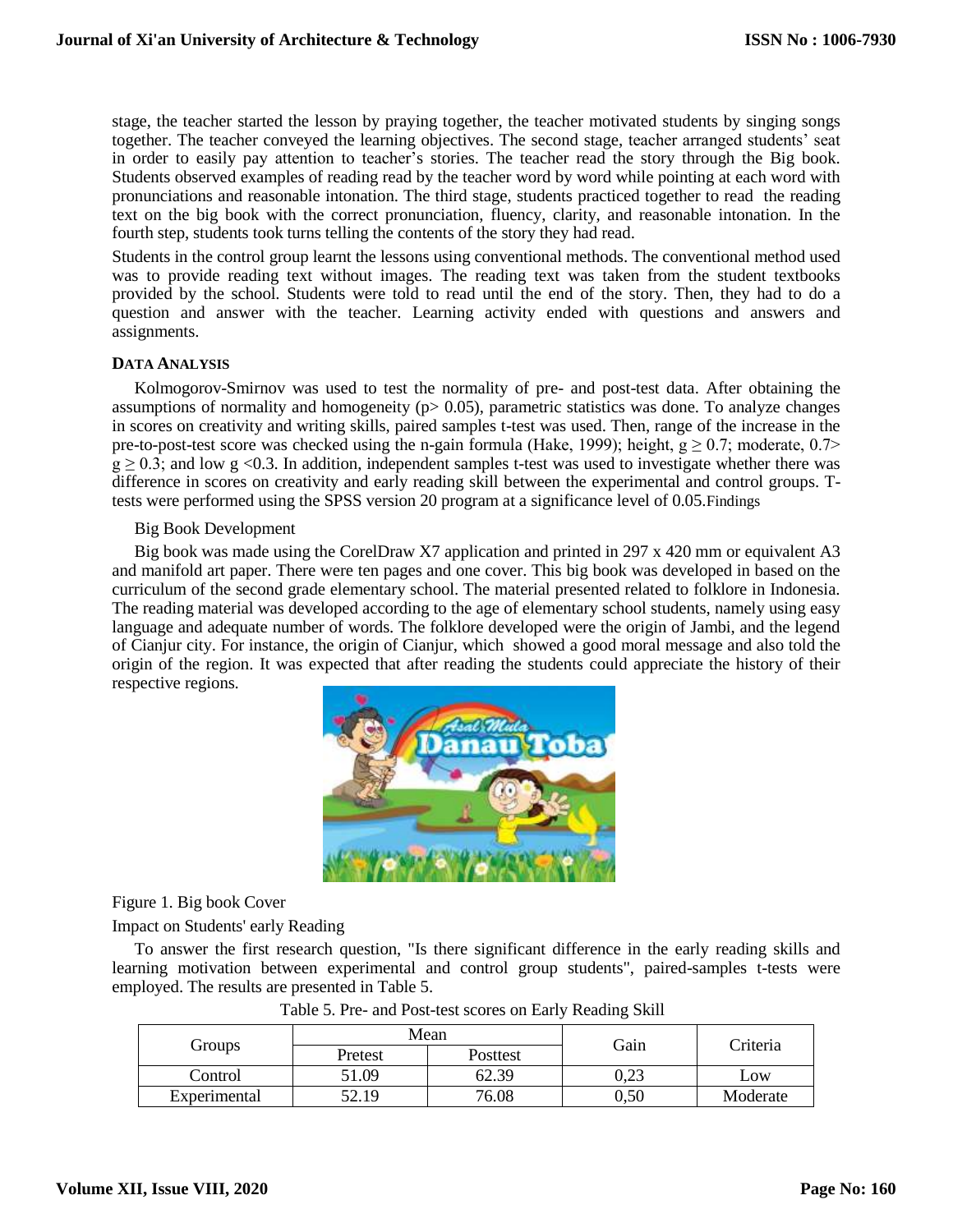stage, the teacher started the lesson by praying together, the teacher motivated students by singing songs together. The teacher conveyed the learning objectives. The second stage, teacher arranged students' seat in order to easily pay attention to teacher's stories. The teacher read the story through the Big book. Students observed examples of reading read by the teacher word by word while pointing at each word with pronunciations and reasonable intonation. The third stage, students practiced together to read the reading text on the big book with the correct pronunciation, fluency, clarity, and reasonable intonation. In the fourth step, students took turns telling the contents of the story they had read.

Students in the control group learnt the lessons using conventional methods. The conventional method used was to provide reading text without images. The reading text was taken from the student textbooks provided by the school. Students were told to read until the end of the story. Then, they had to do a question and answer with the teacher. Learning activity ended with questions and answers and assignments.

### DATA ANALYSIS

Kolmogorov-Smirnov was used to test the normality of pre- and post-test data. After obtaining the assumptions of normality and homogeneity ($p > 0.05$), parametric statistics was done. To analyze changes in scores on creativity and writing skills, paired samples t-test was used. Then, range of the increase in the pre-to-post-test score was checked using the n-gain formula (Hake, 1999); height, $g \geq 0.7$; moderate, $0.7 > g \geq 0.3$; and low $g < 0.3$. In addition, independent samples t-test was used to investigate whether there was difference in scores on creativity and early reading skill between the experimental and control groups. T-tests were performed using the SPSS version 20 program at a significance level of 0.05.Findings

Big Book Development

Big book was made using the CorelDraw X7 application and printed in 297 x 420 mm or equivalent A3 and manifold art paper. There were ten pages and one cover. This big book was developed in based on the curriculum of the second grade elementary school. The material presented related to folklore in Indonesia. The reading material was developed according to the age of elementary school students, namely using easy language and adequate number of words. The folklore developed were the origin of Jambi, and the legend of Cianjur city. For instance, the origin of Cianjur, which showed a good moral message and also told the origin of the region. It was expected that after reading the students could appreciate the history of their respective regions.

Figure 1. Big book Cover

Impact on Students' early Reading

To answer the first research question, "Is there significant difference in the early reading skills and learning motivation between experimental and control group students", paired-samples t-tests were employed. The results are presented in Table 5.

Table 5. Pre- and Post-test scores on Early Reading Skill

| Groups | Mean | | Gain | Criteria |
|---|---|---|---|---|
| | Pretest | Posttest | | |
| Control | 51.09 | 62.39 | 0,23 | Low |
| Experimental | 52.19 | 76.08 | 0,50 | Moderate |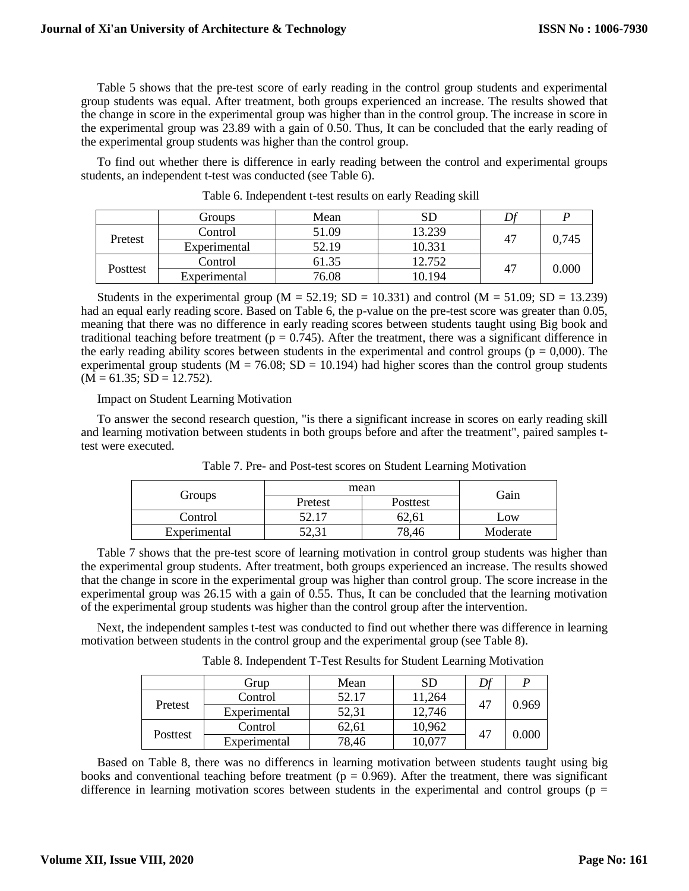Table 5 shows that the pre-test score of early reading in the control group students and experimental group students was equal. After treatment, both groups experienced an increase. The results showed that the change in score in the experimental group was higher than in the control group. The increase in score in the experimental group was 23.89 with a gain of 0.50. Thus, It can be concluded that the early reading of the experimental group students was higher than the control group.

To find out whether there is difference in early reading between the control and experimental groups students, an independent t-test was conducted (see Table 6).

Table 6. Independent t-test results on early Reading skill

| | Groups | Mean | SD | *Df* | *P* |
|---|---|---|---|---|---|
| Pretest | Control | 51.09 | 13.239 | 47 | 0,745 |
| | Experimental | 52.19 | 10.331 | | |
| Posttest | Control | 61.35 | 12.752 | 47 | 0.000 |
| | Experimental | 76.08 | 10.194 | | |

Students in the experimental group (M = 52.19; SD = 10.331) and control (M = 51.09; SD = 13.239) had an equal early reading score. Based on Table 6, the p-value on the pre-test score was greater than 0.05, meaning that there was no difference in early reading scores between students taught using Big book and traditional teaching before treatment ($p = 0.745$). After the treatment, there was a significant difference in the early reading ability scores between students in the experimental and control groups ($p = 0,000$). The experimental group students (M = 76.08; SD = 10.194) had higher scores than the control group students (M = 61.35; SD = 12.752).

Impact on Student Learning Motivation

To answer the second research question, "is there a significant increase in scores on early reading skill and learning motivation between students in both groups before and after the treatment", paired samples t-test were executed.

Table 7. Pre- and Post-test scores on Student Learning Motivation

| Groups | mean | | Gain |
|---|---|---|---|
| | Pretest | Posttest | |
| Control | 52.17 | 62,61 | Low |
| Experimental | 52,31 | 78,46 | Moderate |

Table 7 shows that the pre-test score of learning motivation in control group students was higher than the experimental group students. After treatment, both groups experienced an increase. The results showed that the change in score in the experimental group was higher than control group. The score increase in the experimental group was 26.15 with a gain of 0.55. Thus, It can be concluded that the learning motivation of the experimental group students was higher than the control group after the intervention.

Next, the independent samples t-test was conducted to find out whether there was difference in learning motivation between students in the control group and the experimental group (see Table 8).

Table 8. Independent T-Test Results for Student Learning Motivation

| | Grup | Mean | SD | *Df* | *P* |
|---|---|---|---|---|---|
| Pretest | Control | 52.17 | 11,264 | 47 | 0.969 |
| | Experimental | 52,31 | 12,746 | | |
| Posttest | Control | 62,61 | 10,962 | 47 | 0.000 |
| | Experimental | 78,46 | 10,077 | | |

Based on Table 8, there was no differencs in learning motivation between students taught using big books and conventional teaching before treatment ($p = 0.969$). After the treatment, there was significant difference in learning motivation scores between students in the experimental and control groups (p =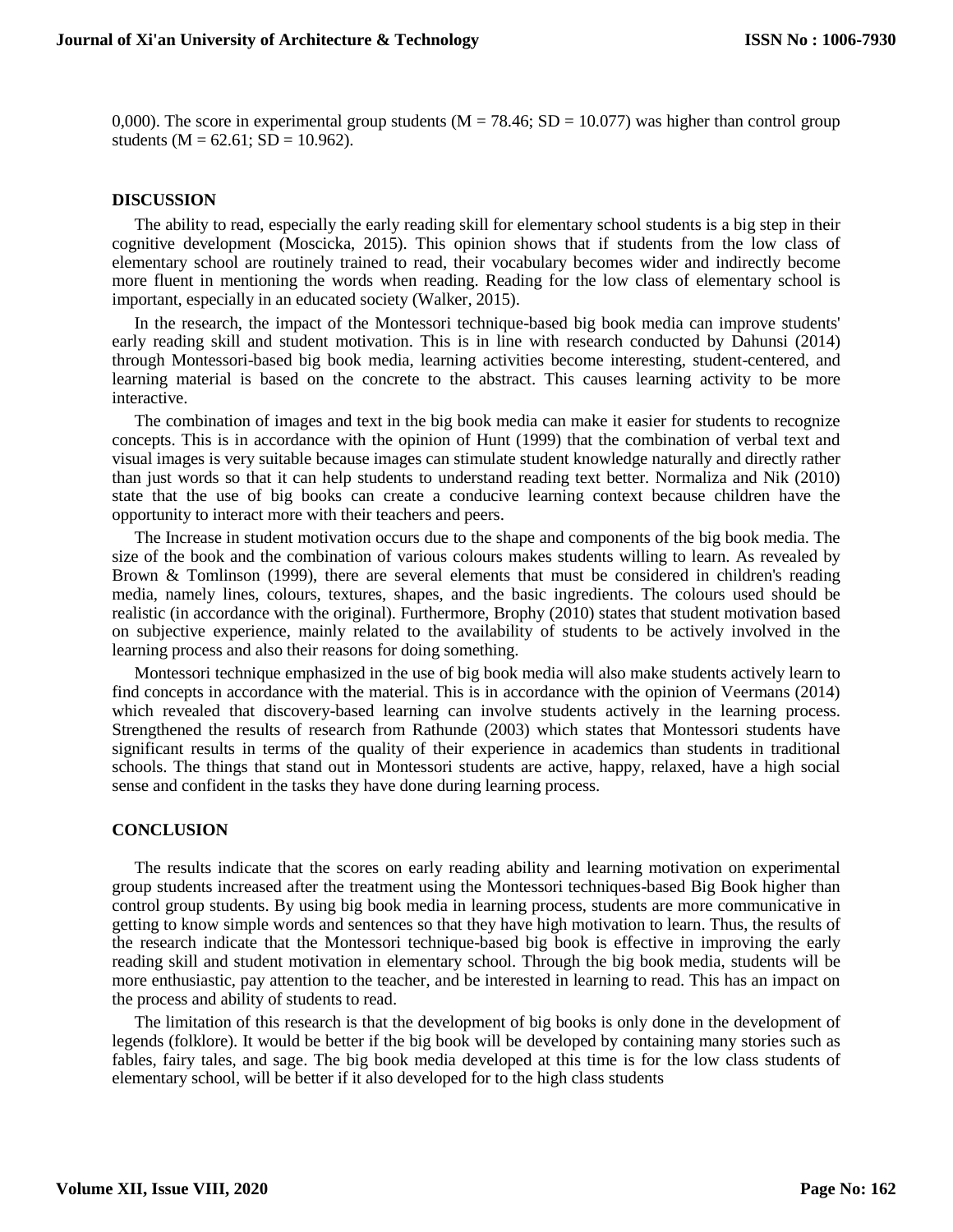0,000). The score in experimental group students ($M = 78.46$; $SD = 10.077$) was higher than control group students ($M = 62.61$; $SD = 10.962$).

## DISCUSSION

The ability to read, especially the early reading skill for elementary school students is a big step in their cognitive development (Moscicka, 2015). This opinion shows that if students from the low class of elementary school are routinely trained to read, their vocabulary becomes wider and indirectly become more fluent in mentioning the words when reading. Reading for the low class of elementary school is important, especially in an educated society (Walker, 2015).

In the research, the impact of the Montessori technique-based big book media can improve students' early reading skill and student motivation. This is in line with research conducted by Dahunsi (2014) through Montessori-based big book media, learning activities become interesting, student-centered, and learning material is based on the concrete to the abstract. This causes learning activity to be more interactive.

The combination of images and text in the big book media can make it easier for students to recognize concepts. This is in accordance with the opinion of Hunt (1999) that the combination of verbal text and visual images is very suitable because images can stimulate student knowledge naturally and directly rather than just words so that it can help students to understand reading text better. Normaliza and Nik (2010) state that the use of big books can create a conducive learning context because children have the opportunity to interact more with their teachers and peers.

The Increase in student motivation occurs due to the shape and components of the big book media. The size of the book and the combination of various colours makes students willing to learn. As revealed by Brown & Tomlinson (1999), there are several elements that must be considered in children's reading media, namely lines, colours, textures, shapes, and the basic ingredients. The colours used should be realistic (in accordance with the original). Furthermore, Brophy (2010) states that student motivation based on subjective experience, mainly related to the availability of students to be actively involved in the learning process and also their reasons for doing something.

Montessori technique emphasized in the use of big book media will also make students actively learn to find concepts in accordance with the material. This is in accordance with the opinion of Veermans (2014) which revealed that discovery-based learning can involve students actively in the learning process. Strengthened the results of research from Rathunde (2003) which states that Montessori students have significant results in terms of the quality of their experience in academics than students in traditional schools. The things that stand out in Montessori students are active, happy, relaxed, have a high social sense and confident in the tasks they have done during learning process.

## CONCLUSION

The results indicate that the scores on early reading ability and learning motivation on experimental group students increased after the treatment using the Montessori techniques-based Big Book higher than control group students. By using big book media in learning process, students are more communicative in getting to know simple words and sentences so that they have high motivation to learn. Thus, the results of the research indicate that the Montessori technique-based big book is effective in improving the early reading skill and student motivation in elementary school. Through the big book media, students will be more enthusiastic, pay attention to the teacher, and be interested in learning to read. This has an impact on the process and ability of students to read.

The limitation of this research is that the development of big books is only done in the development of legends (folklore). It would be better if the big book will be developed by containing many stories such as fables, fairy tales, and sage. The big book media developed at this time is for the low class students of elementary school, will be better if it also developed for to the high class students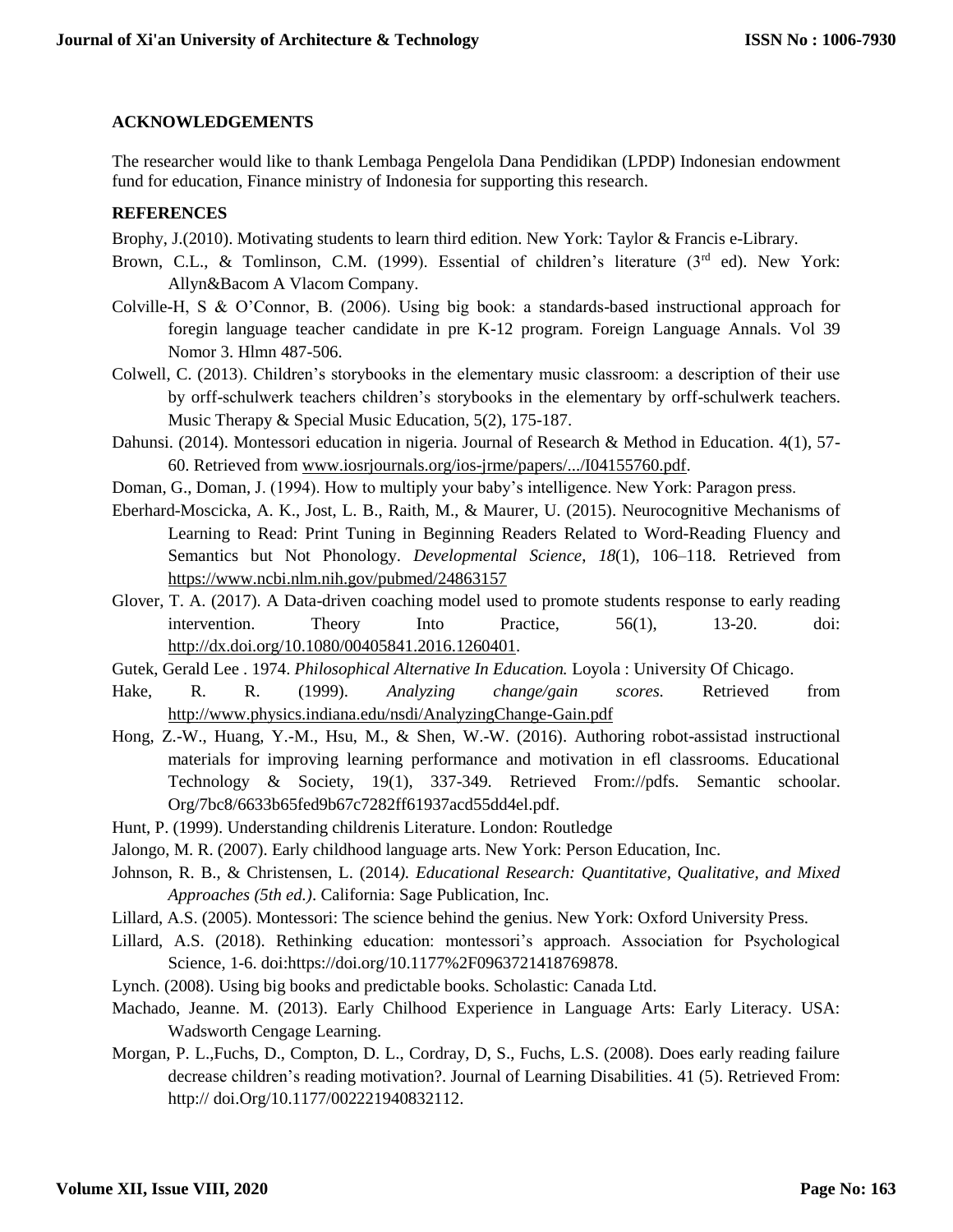## ACKNOWLEDGEMENTS

The researcher would like to thank Lembaga Pengelola Dana Pendidikan (LPDP) Indonesian endowment fund for education, Finance ministry of Indonesia for supporting this research.

## REFERENCES

Brophy, J.(2010). Motivating students to learn third edition. New York: Taylor & Francis e-Library.

Brown, C.L., & Tomlinson, C.M. (1999). Essential of children's literature (3rd ed). New York: Allyn&Bacom A Vlacom Company.

Colville-H, S & O'Connor, B. (2006). Using big book: a standards-based instructional approach for foregin language teacher candidate in pre K-12 program. Foreign Language Annals. Vol 39 Nomor 3. Hlmn 487-506.

Colwell, C. (2013). Children's storybooks in the elementary music classroom: a description of their use by orff-schulwerk teachers children's storybooks in the elementary by orff-schulwerk teachers. Music Therapy & Special Music Education, 5(2), 175-187.

Dahunsi. (2014). Montessori education in nigeria. Journal of Research & Method in Education. 4(1), 57-60. Retrieved from www.iosrjournals.org/ios-jrme/papers/.../I04155760.pdf.

Doman, G., Doman, J. (1994). How to multiply your baby's intelligence. New York: Paragon press.

Eberhard-Moscicka, A. K., Jost, L. B., Raith, M., & Maurer, U. (2015). Neurocognitive Mechanisms of Learning to Read: Print Tuning in Beginning Readers Related to Word-Reading Fluency and Semantics but Not Phonology. *Developmental Science*, *18*(1), 106–118. Retrieved from https://www.ncbi.nlm.nih.gov/pubmed/24863157

Glover, T. A. (2017). A Data-driven coaching model used to promote students response to early reading intervention. Theory Into Practice, 56(1), 13-20. doi: http://dx.doi.org/10.1080/00405841.2016.1260401.

Gutek, Gerald Lee . 1974. *Philosophical Alternative In Education.* Loyola : University Of Chicago.

Hake, R. R. (1999). *Analyzing change/gain scores.* Retrieved from http://www.physics.indiana.edu/nsdi/AnalyzingChange-Gain.pdf

Hong, Z.-W., Huang, Y.-M., Hsu, M., & Shen, W.-W. (2016). Authoring robot-assistad instructional materials for improving learning performance and motivation in efl classrooms. Educational Technology & Society, 19(1), 337-349. Retrieved From://pdfs. Semantic schoolar. Org/7bc8/6633b65fed9b67c7282ff61937acd55dd4el.pdf.

Hunt, P. (1999). Understanding childrenis Literature. London: Routledge

Jalongo, M. R. (2007). Early childhood language arts. New York: Person Education, Inc.

Johnson, R. B., & Christensen, L. (2014*). Educational Research: Quantitative, Qualitative, and Mixed Approaches (5th ed.)*. California: Sage Publication, Inc.

Lillard, A.S. (2005). Montessori: The science behind the genius. New York: Oxford University Press.

Lillard, A.S. (2018). Rethinking education: montessori's approach. Association for Psychological Science, 1-6. doi:https://doi.org/10.1177%2F0963721418769878.

Lynch. (2008). Using big books and predictable books. Scholastic: Canada Ltd.

Machado, Jeanne. M. (2013). Early Chilhood Experience in Language Arts: Early Literacy. USA: Wadsworth Cengage Learning.

Morgan, P. L.,Fuchs, D., Compton, D. L., Cordray, D, S., Fuchs, L.S. (2008). Does early reading failure decrease children's reading motivation?. Journal of Learning Disabilities. 41 (5). Retrieved From: http:// doi.Org/10.1177/002221940832112.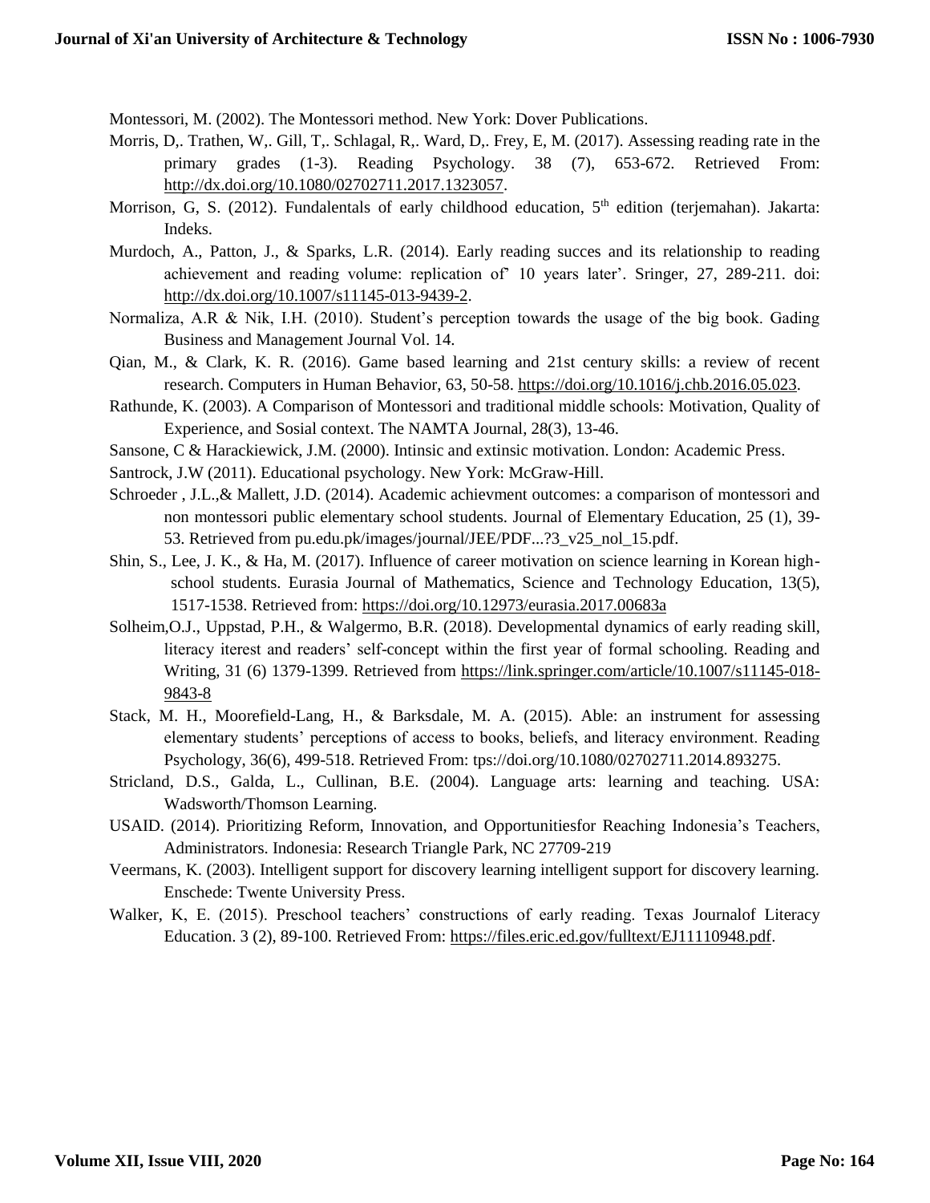Montessori, M. (2002). The Montessori method. New York: Dover Publications.

Morris, D,. Trathen, W,. Gill, T,. Schlagal, R,. Ward, D,. Frey, E, M. (2017). Assessing reading rate in the primary grades (1-3). Reading Psychology. 38 (7), 653-672. Retrieved From: http://dx.doi.org/10.1080/02702711.2017.1323057.

Morrison, G, S. (2012). Fundalentals of early childhood education, 5th edition (terjemahan). Jakarta: Indeks.

Murdoch, A., Patton, J., & Sparks, L.R. (2014). Early reading succes and its relationship to reading achievement and reading volume: replication of' 10 years later'. Sringer, 27, 289-211. doi: http://dx.doi.org/10.1007/s11145-013-9439-2.

Normaliza, A.R & Nik, I.H. (2010). Student's perception towards the usage of the big book. Gading Business and Management Journal Vol. 14.

Qian, M., & Clark, K. R. (2016). Game based learning and 21st century skills: a review of recent research. Computers in Human Behavior, 63, 50-58. https://doi.org/10.1016/j.chb.2016.05.023.

Rathunde, K. (2003). A Comparison of Montessori and traditional middle schools: Motivation, Quality of Experience, and Sosial context. The NAMTA Journal, 28(3), 13-46.

Sansone, C & Harackiewick, J.M. (2000). Intinsic and extinsic motivation. London: Academic Press.

Santrock, J.W (2011). Educational psychology. New York: McGraw-Hill.

Schroeder , J.L.,& Mallett, J.D. (2014). Academic achievment outcomes: a comparison of montessori and non montessori public elementary school students. Journal of Elementary Education, 25 (1), 39-53. Retrieved from pu.edu.pk/images/journal/JEE/PDF...?3_v25_nol_15.pdf.

Shin, S., Lee, J. K., & Ha, M. (2017). Influence of career motivation on science learning in Korean high-school students. Eurasia Journal of Mathematics, Science and Technology Education, 13(5), 1517-1538. Retrieved from: https://doi.org/10.12973/eurasia.2017.00683a

Solheim,O.J., Uppstad, P.H., & Walgermo, B.R. (2018). Developmental dynamics of early reading skill, literacy iterest and readers' self-concept within the first year of formal schooling. Reading and Writing, 31 (6) 1379-1399. Retrieved from https://link.springer.com/article/10.1007/s11145-018-9843-8

Stack, M. H., Moorefield-Lang, H., & Barksdale, M. A. (2015). Able: an instrument for assessing elementary students' perceptions of access to books, beliefs, and literacy environment. Reading Psychology, 36(6), 499-518. Retrieved From: tps://doi.org/10.1080/02702711.2014.893275.

Stricland, D.S., Galda, L., Cullinan, B.E. (2004). Language arts: learning and teaching. USA: Wadsworth/Thomson Learning.

USAID. (2014). Prioritizing Reform, Innovation, and Opportunitiesfor Reaching Indonesia's Teachers, Administrators. Indonesia: Research Triangle Park, NC 27709-219

Veermans, K. (2003). Intelligent support for discovery learning intelligent support for discovery learning. Enschede: Twente University Press.

Walker, K, E. (2015). Preschool teachers' constructions of early reading. Texas Journalof Literacy Education. 3 (2), 89-100. Retrieved From: https://files.eric.ed.gov/fulltext/EJ11110948.pdf.